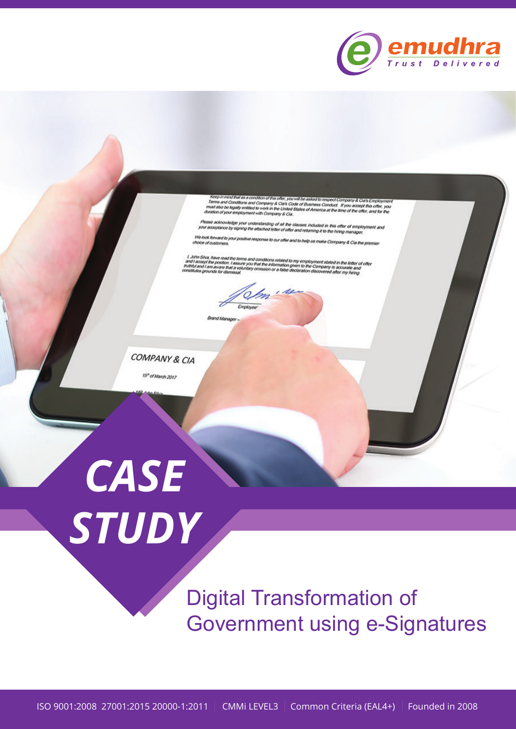emudhra
Trust Delivered

# CASE STUDY

## Digital Transformation of Government using e-Signatures

ISO 9001:2008 27001:2015 20000-1:2011 | CMMi LEVEL3 | Common Criteria (EAL4+) | Founded in 2008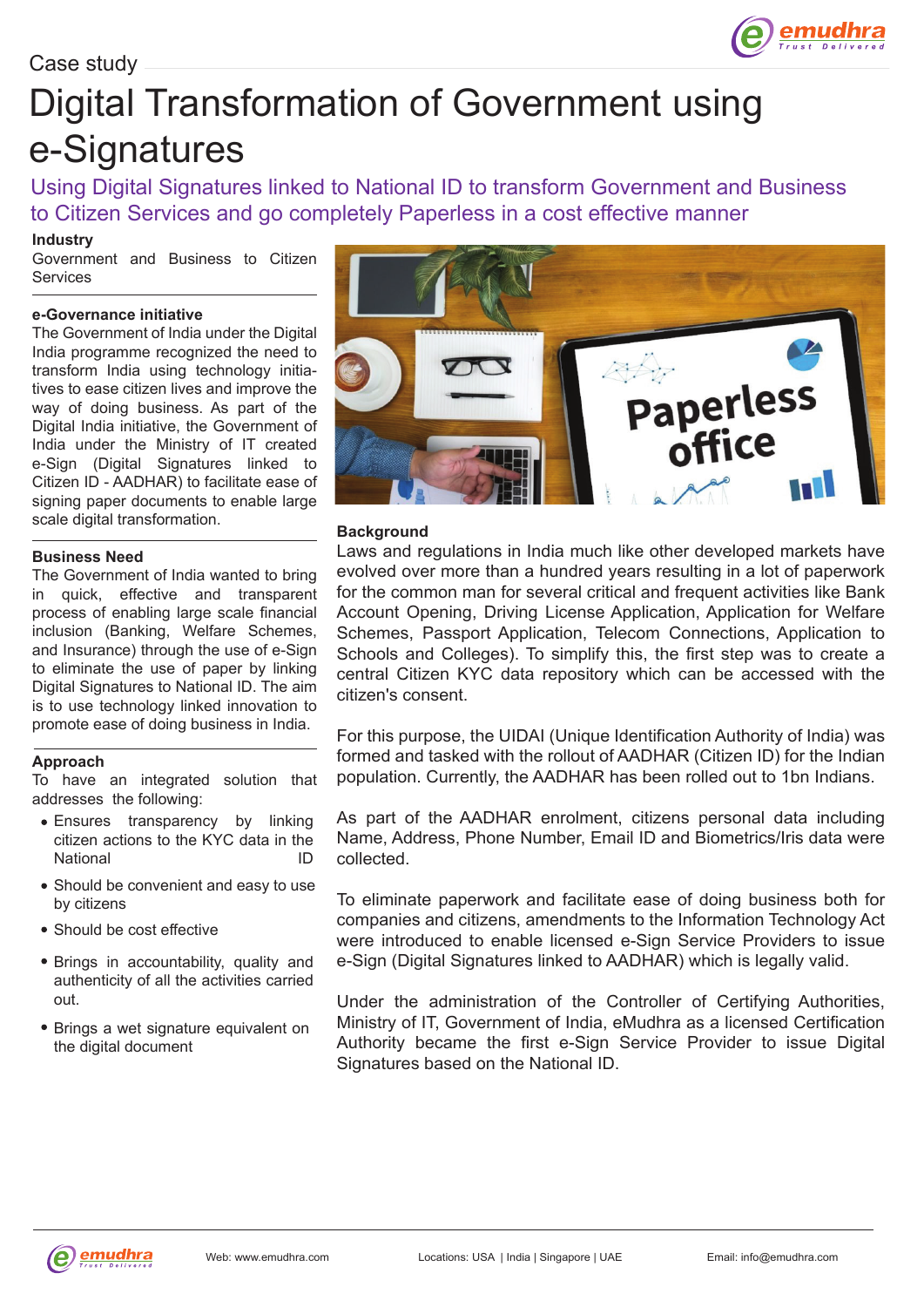Case study

# Digital Transformation of Government using e-Signatures

## Using Digital Signatures linked to National ID to transform Government and Business to Citizen Services and go completely Paperless in a cost effective manner

**Industry**

Government and Business to Citizen Services

**e-Governance initiative**

The Government of India under the Digital India programme recognized the need to transform India using technology initiatives to ease citizen lives and improve the way of doing business. As part of the Digital India initiative, the Government of India under the Ministry of IT created e-Sign (Digital Signatures linked to Citizen ID - AADHAR) to facilitate ease of signing paper documents to enable large scale digital transformation.

**Business Need**

The Government of India wanted to bring in quick, effective and transparent process of enabling large scale financial inclusion (Banking, Welfare Schemes, and Insurance) through the use of e-Sign to eliminate the use of paper by linking Digital Signatures to National ID. The aim is to use technology linked innovation to promote ease of doing business in India.

**Approach**

To have an integrated solution that addresses the following:

- Ensures transparency by linking citizen actions to the KYC data in the National ID
- Should be convenient and easy to use by citizens
- Should be cost effective
- Brings in accountability, quality and authenticity of all the activities carried out.
- Brings a wet signature equivalent on the digital document

**Background**

Laws and regulations in India much like other developed markets have evolved over more than a hundred years resulting in a lot of paperwork for the common man for several critical and frequent activities like Bank Account Opening, Driving License Application, Application for Welfare Schemes, Passport Application, Telecom Connections, Application to Schools and Colleges). To simplify this, the first step was to create a central Citizen KYC data repository which can be accessed with the citizen's consent.

For this purpose, the UIDAI (Unique Identification Authority of India) was formed and tasked with the rollout of AADHAR (Citizen ID) for the Indian population. Currently, the AADHAR has been rolled out to 1bn Indians.

As part of the AADHAR enrolment, citizens personal data including Name, Address, Phone Number, Email ID and Biometrics/Iris data were collected.

To eliminate paperwork and facilitate ease of doing business both for companies and citizens, amendments to the Information Technology Act were introduced to enable licensed e-Sign Service Providers to issue e-Sign (Digital Signatures linked to AADHAR) which is legally valid.

Under the administration of the Controller of Certifying Authorities, Ministry of IT, Government of India, eMudhra as a licensed Certification Authority became the first e-Sign Service Provider to issue Digital Signatures based on the National ID.

Web: www.emudhra.com | Locations: USA | India | Singapore | UAE | Email: info@emudhra.com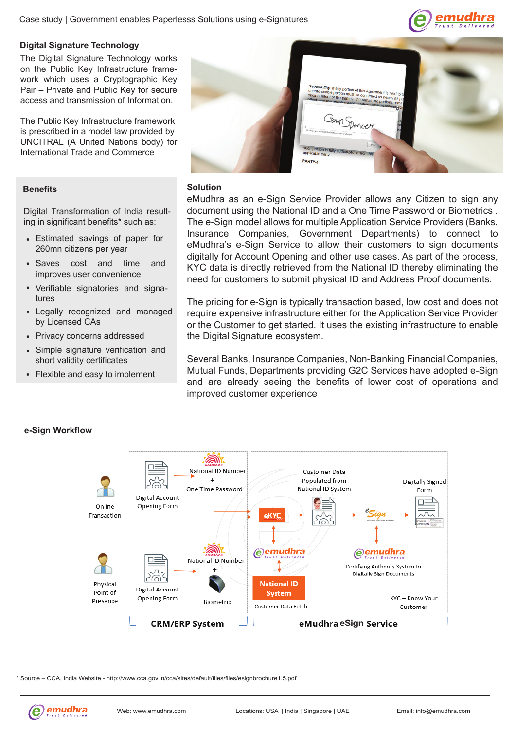## Digital Signature Technology

The Digital Signature Technology works on the Public Key Infrastructure framework which uses a Cryptographic Key Pair – Private and Public Key for secure access and transmission of Information.

The Public Key Infrastructure framework is prescribed in a model law provided by UNCITRAL (A United Nations body) for International Trade and Commerce

## Benefits

Digital Transformation of India resulting in significant benefits* such as:

- Estimated savings of paper for 260mn citizens per year
- Saves cost and time and improves user convenience
- Verifiable signatories and signatures
- Legally recognized and managed by Licensed CAs
- Privacy concerns addressed
- Simple signature verification and short validity certificates
- Flexible and easy to implement

## Solution

eMudhra as an e-Sign Service Provider allows any Citizen to sign any document using the National ID and a One Time Password or Biometrics . The e-Sign model allows for multiple Application Service Providers (Banks, Insurance Companies, Government Departments) to connect to eMudhra's e-Sign Service to allow their customers to sign documents digitally for Account Opening and other use cases. As part of the process, KYC data is directly retrieved from the National ID thereby eliminating the need for customers to submit physical ID and Address Proof documents.

The pricing for e-Sign is typically transaction based, low cost and does not require expensive infrastructure either for the Application Service Provider or the Customer to get started. It uses the existing infrastructure to enable the Digital Signature ecosystem.

Several Banks, Insurance Companies, Non-Banking Financial Companies, Mutual Funds, Departments providing G2C Services have adopted e-Sign and are already seeing the benefits of lower cost of operations and improved customer experience

## e-Sign Workflow

Online Transaction

Physical Point of Presence

Digital Account Opening Form

National ID Number + One Time Password

Digital Account Opening Form

National ID Number + Biometric

eKYC

Customer Data Populated from National ID System

eSign

Digitally Signed Form

emudhra

National ID System

Customer Data Fetch

emudhra

Certifying Authority System to Digitally Sign Documents

KYC – Know Your Customer

CRM/ERP System

eMudhra eSign Service

\* Source – CCA, India Website - http://www.cca.gov.in/cca/sites/default/files/files/esignbrochure1.5.pdf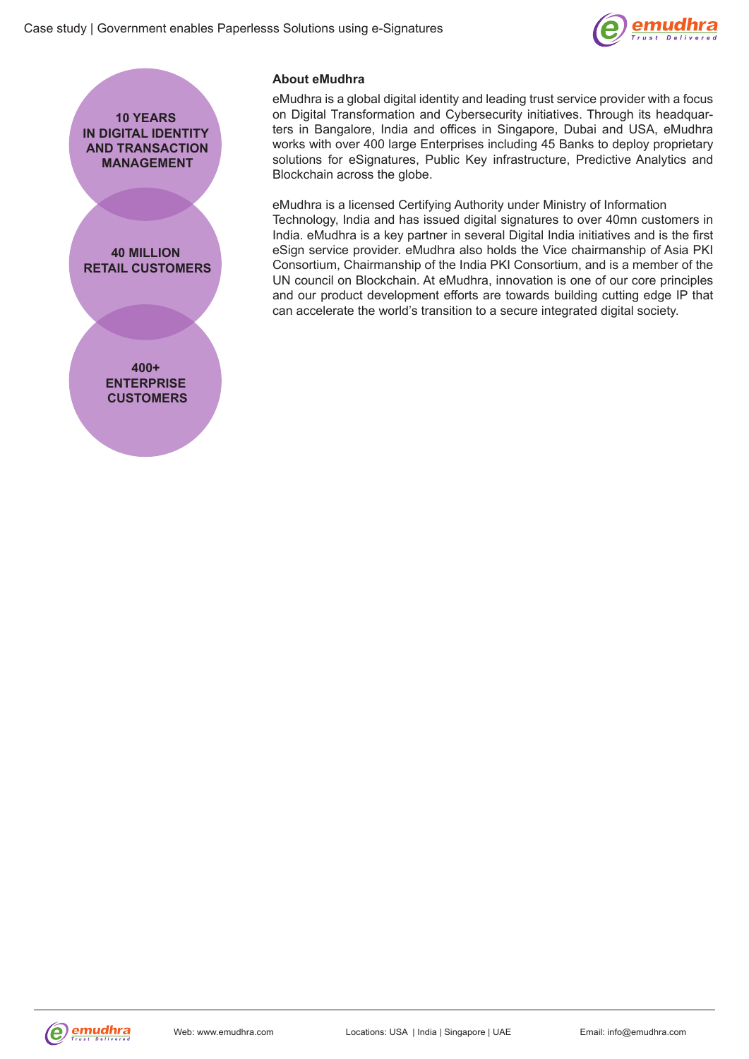10 YEARS
IN DIGITAL IDENTITY
AND TRANSACTION
MANAGEMENT

40 MILLION
RETAIL CUSTOMERS

400+
ENTERPRISE
CUSTOMERS

**About eMudhra**

eMudhra is a global digital identity and leading trust service provider with a focus on Digital Transformation and Cybersecurity initiatives. Through its headquarters in Bangalore, India and offices in Singapore, Dubai and USA, eMudhra works with over 400 large Enterprises including 45 Banks to deploy proprietary solutions for eSignatures, Public Key infrastructure, Predictive Analytics and Blockchain across the globe.

eMudhra is a licensed Certifying Authority under Ministry of Information Technology, India and has issued digital signatures to over 40mn customers in India. eMudhra is a key partner in several Digital India initiatives and is the first eSign service provider. eMudhra also holds the Vice chairmanship of Asia PKI Consortium, Chairmanship of the India PKI Consortium, and is a member of the UN council on Blockchain. At eMudhra, innovation is one of our core principles and our product development efforts are towards building cutting edge IP that can accelerate the world's transition to a secure integrated digital society.